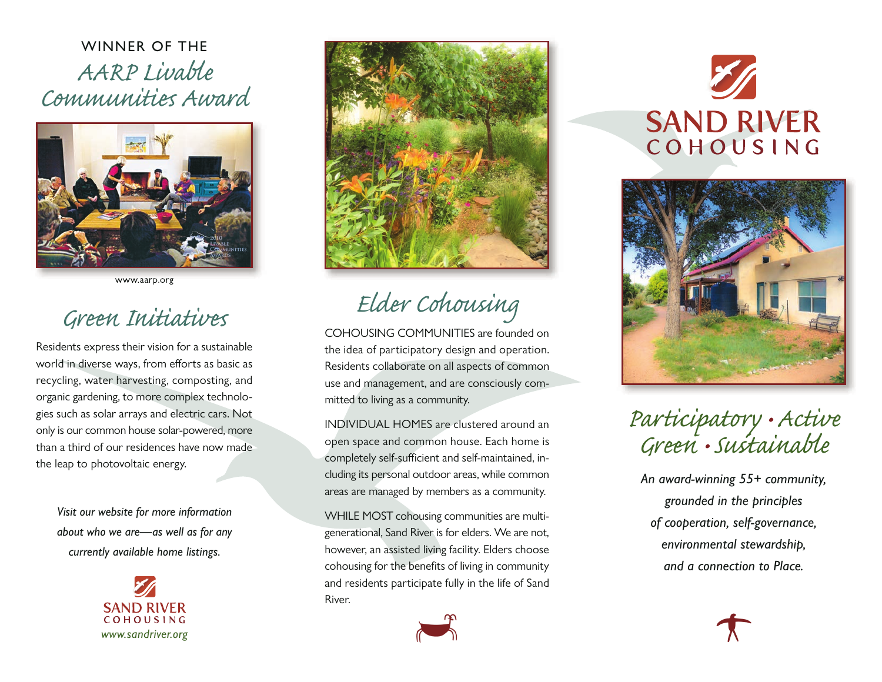WINNER OF THE

# AARP Livable Communities Award

www.aarp.org

## Green Initiatives

Residents express their vision for a sustainable world in diverse ways, from efforts as basic as recycling, water harvesting, composting, and organic gardening, to more complex technologies such as solar arrays and electric cars. Not only is our common house solar-powered, more than a third of our residences have now made the leap to photovoltaic energy.

*Visit our website for more information about who we are—as well as for any currently available home listings.*

SAND RIVER COHOUSING
*www.sandriver.org*

## Elder Cohousing

COHOUSING COMMUNITIES are founded on the idea of participatory design and operation. Residents collaborate on all aspects of common use and management, and are consciously committed to living as a community.

INDIVIDUAL HOMES are clustered around an open space and common house. Each home is completely self-sufficient and self-maintained, including its personal outdoor areas, while common areas are managed by members as a community.

WHILE MOST cohousing communities are multi-generational, Sand River is for elders. We are not, however, an assisted living facility. Elders choose cohousing for the benefits of living in community and residents participate fully in the life of Sand River.

# SAND RIVER COHOUSING

## Participatory • Active Green • Sustainable

*An award-winning 55+ community, grounded in the principles of cooperation, self-governance, environmental stewardship, and a connection to Place.*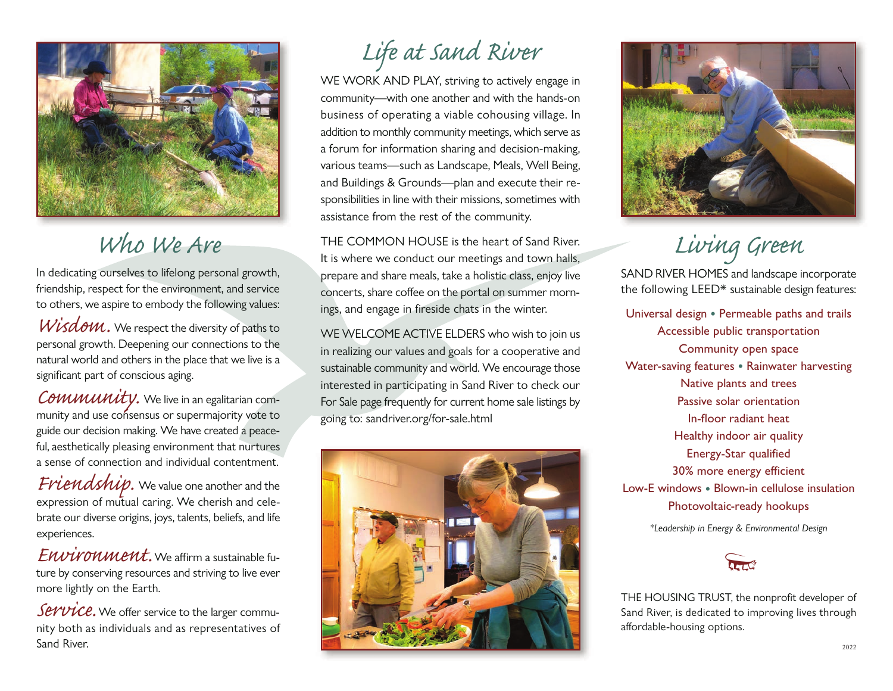## Who We Are

In dedicating ourselves to lifelong personal growth, friendship, respect for the environment, and service to others, we aspire to embody the following values:

***Wisdom.*** We respect the diversity of paths to personal growth. Deepening our connections to the natural world and others in the place that we live is a significant part of conscious aging.

***Community.*** We live in an egalitarian community and use consensus or supermajority vote to guide our decision making. We have created a peaceful, aesthetically pleasing environment that nurtures a sense of connection and individual contentment.

***Friendship.*** We value one another and the expression of mutual caring. We cherish and celebrate our diverse origins, joys, talents, beliefs, and life experiences.

***Environment.*** We affirm a sustainable future by conserving resources and striving to live ever more lightly on the Earth.

***Service.*** We offer service to the larger community both as individuals and as representatives of Sand River.

## Life at Sand River

WE WORK AND PLAY, striving to actively engage in community—with one another and with the hands-on business of operating a viable cohousing village. In addition to monthly community meetings, which serve as a forum for information sharing and decision-making, various teams—such as Landscape, Meals, Well Being, and Buildings & Grounds—plan and execute their responsibilities in line with their missions, sometimes with assistance from the rest of the community.

THE COMMON HOUSE is the heart of Sand River. It is where we conduct our meetings and town halls, prepare and share meals, take a holistic class, enjoy live concerts, share coffee on the portal on summer mornings, and engage in fireside chats in the winter.

WE WELCOME ACTIVE ELDERS who wish to join us in realizing our values and goals for a cooperative and sustainable community and world. We encourage those interested in participating in Sand River to check our For Sale page frequently for current home sale listings by going to: sandriver.org/for-sale.html

## Living Green

SAND RIVER HOMES and landscape incorporate the following LEED* sustainable design features:

Universal design • Permeable paths and trails
Accessible public transportation
Community open space
Water-saving features • Rainwater harvesting
Native plants and trees
Passive solar orientation
In-floor radiant heat
Healthy indoor air quality
Energy-Star qualified
30% more energy efficient
Low-E windows • Blown-in cellulose insulation
Photovoltaic-ready hookups

*\*Leadership in Energy & Environmental Design*

THE HOUSING TRUST, the nonprofit developer of Sand River, is dedicated to improving lives through affordable-housing options.

2022